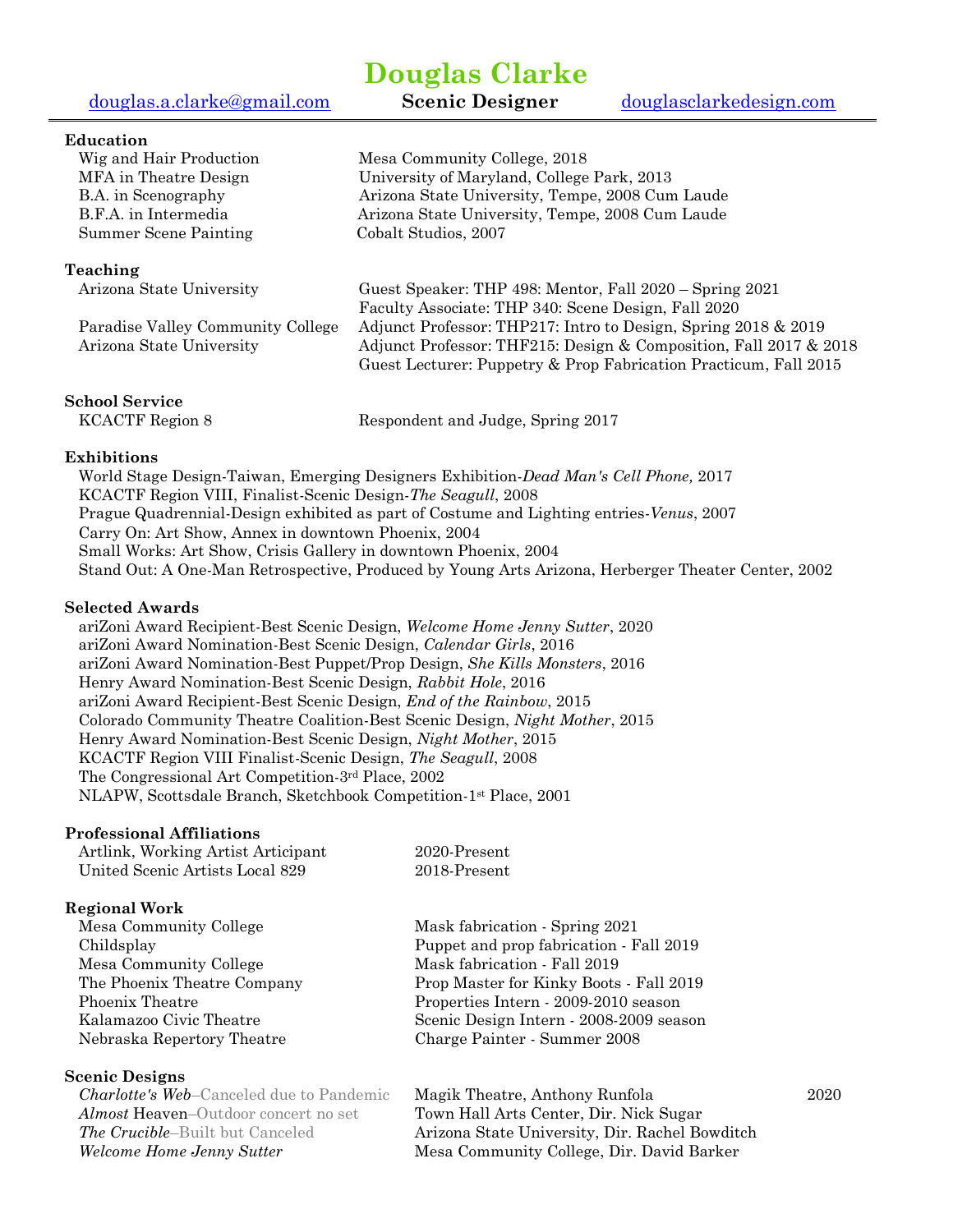# Douglas Clarke

douglas.a.clarke@gmail.com **Scenic Designer** douglasclarkedesign.com

## Education

| | |
|---|---|
| Wig and Hair Production | Mesa Community College, 2018 |
| MFA in Theatre Design | University of Maryland, College Park, 2013 |
| B.A. in Scenography | Arizona State University, Tempe, 2008 Cum Laude |
| B.F.A. in Intermedia | Arizona State University, Tempe, 2008 Cum Laude |
| Summer Scene Painting | Cobalt Studios, 2007 |

## Teaching

| | |
|---|---|
| Arizona State University | Guest Speaker: THP 498: Mentor, Fall 2020 – Spring 2021 |
| | Faculty Associate: THP 340: Scene Design, Fall 2020 |
| Paradise Valley Community College | Adjunct Professor: THP217: Intro to Design, Spring 2018 & 2019 |
| Arizona State University | Adjunct Professor: THF215: Design & Composition, Fall 2017 & 2018 |
| | Guest Lecturer: Puppetry & Prop Fabrication Practicum, Fall 2015 |

## School Service

| | |
|---|---|
| KCACTF Region 8 | Respondent and Judge, Spring 2017 |

## Exhibitions

World Stage Design-Taiwan, Emerging Designers Exhibition-*Dead Man's Cell Phone,* 2017
KCACTF Region VIII, Finalist-Scenic Design-*The Seagull*, 2008
Prague Quadrennial-Design exhibited as part of Costume and Lighting entries-*Venus*, 2007
Carry On: Art Show, Annex in downtown Phoenix, 2004
Small Works: Art Show, Crisis Gallery in downtown Phoenix, 2004
Stand Out: A One-Man Retrospective, Produced by Young Arts Arizona, Herberger Theater Center, 2002

## Selected Awards

ariZoni Award Recipient-Best Scenic Design, *Welcome Home Jenny Sutter*, 2020
ariZoni Award Nomination-Best Scenic Design, *Calendar Girls*, 2016
ariZoni Award Nomination-Best Puppet/Prop Design, *She Kills Monsters*, 2016
Henry Award Nomination-Best Scenic Design, *Rabbit Hole*, 2016
ariZoni Award Recipient-Best Scenic Design, *End of the Rainbow*, 2015
Colorado Community Theatre Coalition-Best Scenic Design, *Night Mother*, 2015
Henry Award Nomination-Best Scenic Design, *Night Mother*, 2015
KCACTF Region VIII Finalist-Scenic Design, *The Seagull*, 2008
The Congressional Art Competition-3rd Place, 2002
NLAPW, Scottsdale Branch, Sketchbook Competition-1st Place, 2001

## Professional Affiliations

| | |
|---|---|
| Artlink, Working Artist Articipant | 2020-Present |
| United Scenic Artists Local 829 | 2018-Present |

## Regional Work

| | |
|---|---|
| Mesa Community College | Mask fabrication - Spring 2021 |
| Childsplay | Puppet and prop fabrication - Fall 2019 |
| Mesa Community College | Mask fabrication - Fall 2019 |
| The Phoenix Theatre Company | Prop Master for Kinky Boots - Fall 2019 |
| Phoenix Theatre | Properties Intern - 2009-2010 season |
| Kalamazoo Civic Theatre | Scenic Design Intern - 2008-2009 season |
| Nebraska Repertory Theatre | Charge Painter - Summer 2008 |

## Scenic Designs

| | | |
|---|---|---|
| *Charlotte's Web*–Canceled due to Pandemic | Magik Theatre, Anthony Runfola | 2020 |
| *Almost* Heaven–Outdoor concert no set | Town Hall Arts Center, Dir. Nick Sugar | |
| *The Crucible*–Built but Canceled | Arizona State University, Dir. Rachel Bowditch | |
| *Welcome Home Jenny Sutter* | Mesa Community College, Dir. David Barker | |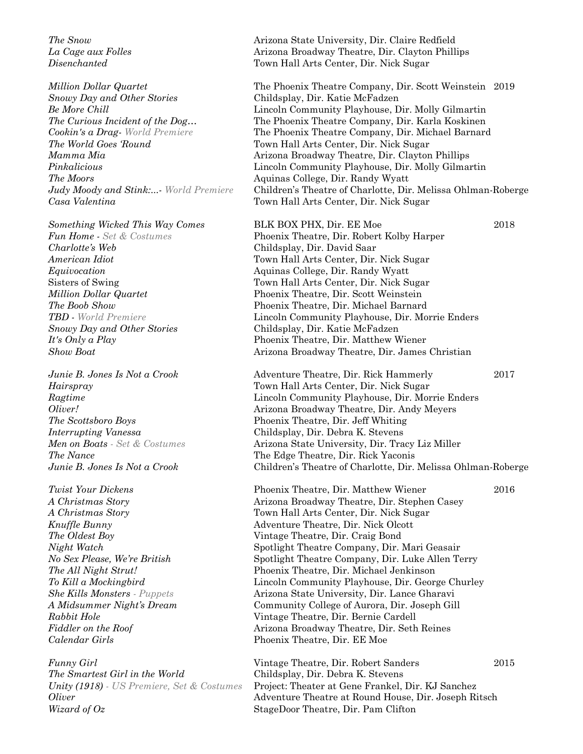| | | |
|---|---|---|
| *The Snow* | Arizona State University, Dir. Claire Redfield | |
| *La Cage aux Folles* | Arizona Broadway Theatre, Dir. Clayton Phillips | |
| *Disenchanted* | Town Hall Arts Center, Dir. Nick Sugar | |
| | | |
| *Million Dollar Quartet* | The Phoenix Theatre Company, Dir. Scott Weinstein | 2019 |
| *Snowy Day and Other Stories* | Childsplay, Dir. Katie McFadzen | |
| *Be More Chill* | Lincoln Community Playhouse, Dir. Molly Gilmartin | |
| *The Curious Incident of the Dog…* | The Phoenix Theatre Company, Dir. Karla Koskinen | |
| ***Cookin's a Drag*** *- World Premiere* | The Phoenix Theatre Company, Dir. Michael Barnard | |
| *The World Goes 'Round* | Town Hall Arts Center, Dir. Nick Sugar | |
| *Mamma Mia* | Arizona Broadway Theatre, Dir. Clayton Phillips | |
| *Pinkalicious* | Lincoln Community Playhouse, Dir. Molly Gilmartin | |
| *The Moors* | Aquinas College, Dir. Randy Wyatt | |
| ***Judy Moody and Stink:...*** *- World Premiere* | Children's Theatre of Charlotte, Dir. Melissa Ohlman-Roberge | |
| *Casa Valentina* | Town Hall Arts Center, Dir. Nick Sugar | |
| | | |
| *Something Wicked This Way Comes* | BLK BOX PHX, Dir. EE Moe | 2018 |
| ***Fun Home*** *- Set & Costumes* | Phoenix Theatre, Dir. Robert Kolby Harper | |
| *Charlotte's Web* | Childsplay, Dir. David Saar | |
| *American Idiot* | Town Hall Arts Center, Dir. Nick Sugar | |
| *Equivocation* | Aquinas College, Dir. Randy Wyatt | |
| Sisters of Swing | Town Hall Arts Center, Dir. Nick Sugar | |
| *Million Dollar Quartet* | Phoenix Theatre, Dir. Scott Weinstein | |
| *The Boob Show* | Phoenix Theatre, Dir. Michael Barnard | |
| ***TBD*** *- World Premiere* | Lincoln Community Playhouse, Dir. Morrie Enders | |
| *Snowy Day and Other Stories* | Childsplay, Dir. Katie McFadzen | |
| *It's Only a Play* | Phoenix Theatre, Dir. Matthew Wiener | |
| *Show Boat* | Arizona Broadway Theatre, Dir. James Christian | |
| | | |
| *Junie B. Jones Is Not a Crook* | Adventure Theatre, Dir. Rick Hammerly | 2017 |
| *Hairspray* | Town Hall Arts Center, Dir. Nick Sugar | |
| *Ragtime* | Lincoln Community Playhouse, Dir. Morrie Enders | |
| *Oliver!* | Arizona Broadway Theatre, Dir. Andy Meyers | |
| *The Scottsboro Boys* | Phoenix Theatre, Dir. Jeff Whiting | |
| *Interrupting Vanessa* | Childsplay, Dir. Debra K. Stevens | |
| ***Men on Boats*** *- Set & Costumes* | Arizona State University, Dir. Tracy Liz Miller | |
| *The Nance* | The Edge Theatre, Dir. Rick Yaconis | |
| *Junie B. Jones Is Not a Crook* | Children's Theatre of Charlotte, Dir. Melissa Ohlman-Roberge | |
| | | |
| *Twist Your Dickens* | Phoenix Theatre, Dir. Matthew Wiener | 2016 |
| *A Christmas Story* | Arizona Broadway Theatre, Dir. Stephen Casey | |
| *A Christmas Story* | Town Hall Arts Center, Dir. Nick Sugar | |
| *Knuffle Bunny* | Adventure Theatre, Dir. Nick Olcott | |
| *The Oldest Boy* | Vintage Theatre, Dir. Craig Bond | |
| *Night Watch* | Spotlight Theatre Company, Dir. Mari Geasair | |
| *No Sex Please, We're British* | Spotlight Theatre Company, Dir. Luke Allen Terry | |
| *The All Night Strut!* | Phoenix Theatre, Dir. Michael Jenkinson | |
| *To Kill a Mockingbird* | Lincoln Community Playhouse, Dir. George Churley | |
| ***She Kills Monsters*** *- Puppets* | Arizona State University, Dir. Lance Gharavi | |
| *A Midsummer Night's Dream* | Community College of Aurora, Dir. Joseph Gill | |
| *Rabbit Hole* | Vintage Theatre, Dir. Bernie Cardell | |
| *Fiddler on the Roof* | Arizona Broadway Theatre, Dir. Seth Reines | |
| *Calendar Girls* | Phoenix Theatre, Dir. EE Moe | |
| | | |
| *Funny Girl* | Vintage Theatre, Dir. Robert Sanders | 2015 |
| *The Smartest Girl in the World* | Childsplay, Dir. Debra K. Stevens | |
| ***Unity (1918)*** *- US Premiere, Set & Costumes* | Project: Theater at Gene Frankel, Dir. KJ Sanchez | |
| *Oliver* | Adventure Theatre at Round House, Dir. Joseph Ritsch | |
| *Wizard of Oz* | StageDoor Theatre, Dir. Pam Clifton | |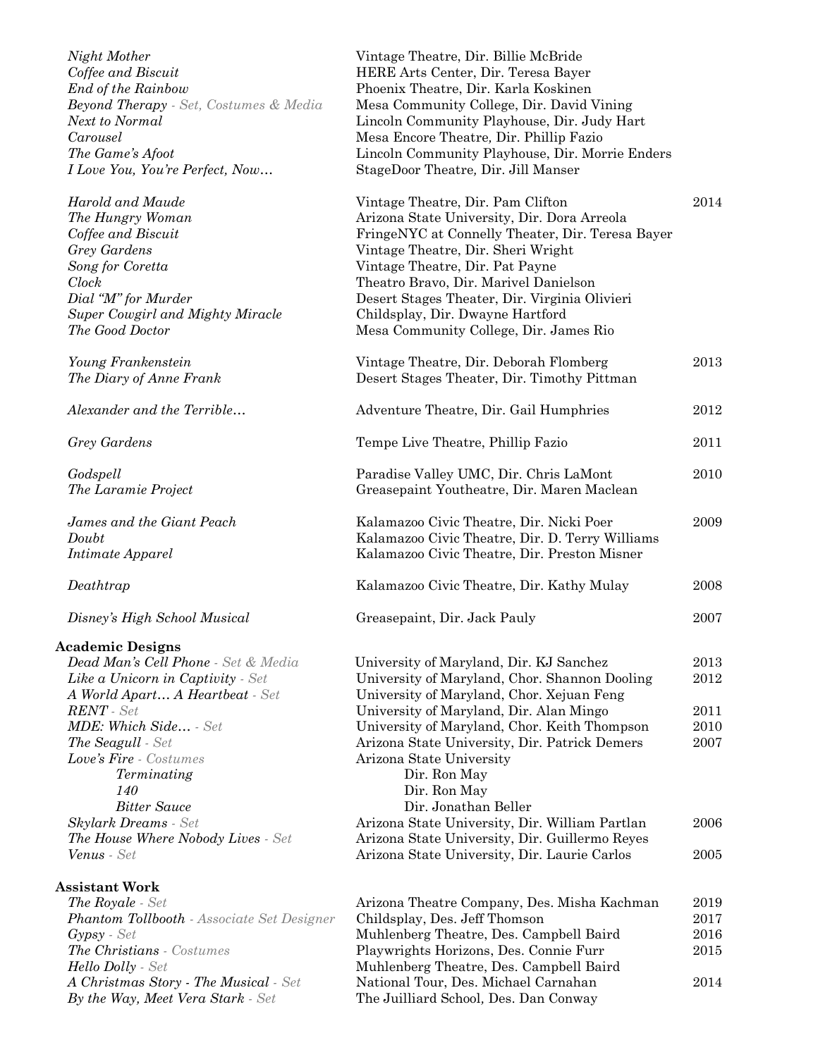| | | |
|---|---|---|
| *Night Mother* | Vintage Theatre, Dir. Billie McBride | |
| *Coffee and Biscuit* | HERE Arts Center, Dir. Teresa Bayer | |
| *End of the Rainbow* | Phoenix Theatre, Dir. Karla Koskinen | |
| ***Beyond Therapy*** *- Set, Costumes & Media* | Mesa Community College, Dir. David Vining | |
| *Next to Normal* | Lincoln Community Playhouse, Dir. Judy Hart | |
| *Carousel* | Mesa Encore Theatre, Dir. Phillip Fazio | |
| *The Game's Afoot* | Lincoln Community Playhouse, Dir. Morrie Enders | |
| *I Love You, You're Perfect, Now…* | StageDoor Theatre, Dir. Jill Manser | |
| | | |
| *Harold and Maude* | Vintage Theatre, Dir. Pam Clifton | 2014 |
| *The Hungry Woman* | Arizona State University, Dir. Dora Arreola | |
| *Coffee and Biscuit* | FringeNYC at Connelly Theater, Dir. Teresa Bayer | |
| *Grey Gardens* | Vintage Theatre, Dir. Sheri Wright | |
| *Song for Coretta* | Vintage Theatre, Dir. Pat Payne | |
| *Clock* | Theatro Bravo, Dir. Marivel Danielson | |
| *Dial "M" for Murder* | Desert Stages Theater, Dir. Virginia Olivieri | |
| *Super Cowgirl and Mighty Miracle* | Childsplay, Dir. Dwayne Hartford | |
| *The Good Doctor* | Mesa Community College, Dir. James Rio | |
| | | |
| *Young Frankenstein* | Vintage Theatre, Dir. Deborah Flomberg | 2013 |
| *The Diary of Anne Frank* | Desert Stages Theater, Dir. Timothy Pittman | |
| | | |
| *Alexander and the Terrible…* | Adventure Theatre, Dir. Gail Humphries | 2012 |
| | | |
| *Grey Gardens* | Tempe Live Theatre, Phillip Fazio | 2011 |
| | | |
| *Godspell* | Paradise Valley UMC, Dir. Chris LaMont | 2010 |
| *The Laramie Project* | Greasepaint Youtheatre, Dir. Maren Maclean | |
| | | |
| *James and the Giant Peach* | Kalamazoo Civic Theatre, Dir. Nicki Poer | 2009 |
| *Doubt* | Kalamazoo Civic Theatre, Dir. D. Terry Williams | |
| *Intimate Apparel* | Kalamazoo Civic Theatre, Dir. Preston Misner | |
| | | |
| *Deathtrap* | Kalamazoo Civic Theatre, Dir. Kathy Mulay | 2008 |
| | | |
| *Disney's High School Musical* | Greasepaint, Dir. Jack Pauly | 2007 |

**Academic Designs**

| | | |
|---|---|---|
| ***Dead Man's Cell Phone*** *- Set & Media* | University of Maryland, Dir. KJ Sanchez | 2013 |
| ***Like a Unicorn in Captivity*** *- Set* | University of Maryland, Chor. Shannon Dooling | 2012 |
| ***A World Apart… A Heartbeat*** *- Set* | University of Maryland, Chor. Xejuan Feng | |
| ***RENT*** *- Set* | University of Maryland, Dir. Alan Mingo | 2011 |
| ***MDE: Which Side…*** *- Set* | University of Maryland, Chor. Keith Thompson | 2010 |
| ***The Seagull*** *- Set* | Arizona State University, Dir. Patrick Demers | 2007 |
| ***Love's Fire*** *- Costumes* | Arizona State University | |
| *Terminating* | Dir. Ron May | |
| *140* | Dir. Ron May | |
| *Bitter Sauce* | Dir. Jonathan Beller | |
| ***Skylark Dreams*** *- Set* | Arizona State University, Dir. William Partlan | 2006 |
| ***The House Where Nobody Lives*** *- Set* | Arizona State University, Dir. Guillermo Reyes | |
| ***Venus*** *- Set* | Arizona State University, Dir. Laurie Carlos | 2005 |

**Assistant Work**

| | | |
|---|---|---|
| ***The Royale*** *- Set* | Arizona Theatre Company, Des. Misha Kachman | 2019 |
| ***Phantom Tollbooth*** *- Associate Set Designer* | Childsplay, Des. Jeff Thomson | 2017 |
| ***Gypsy*** *- Set* | Muhlenberg Theatre, Des. Campbell Baird | 2016 |
| ***The Christians*** *- Costumes* | Playwrights Horizons, Des. Connie Furr | 2015 |
| ***Hello Dolly*** *- Set* | Muhlenberg Theatre, Des. Campbell Baird | |
| ***A Christmas Story - The Musical*** *- Set* | National Tour, Des. Michael Carnahan | 2014 |
| ***By the Way, Meet Vera Stark*** *- Set* | The Juilliard School, Des. Dan Conway | |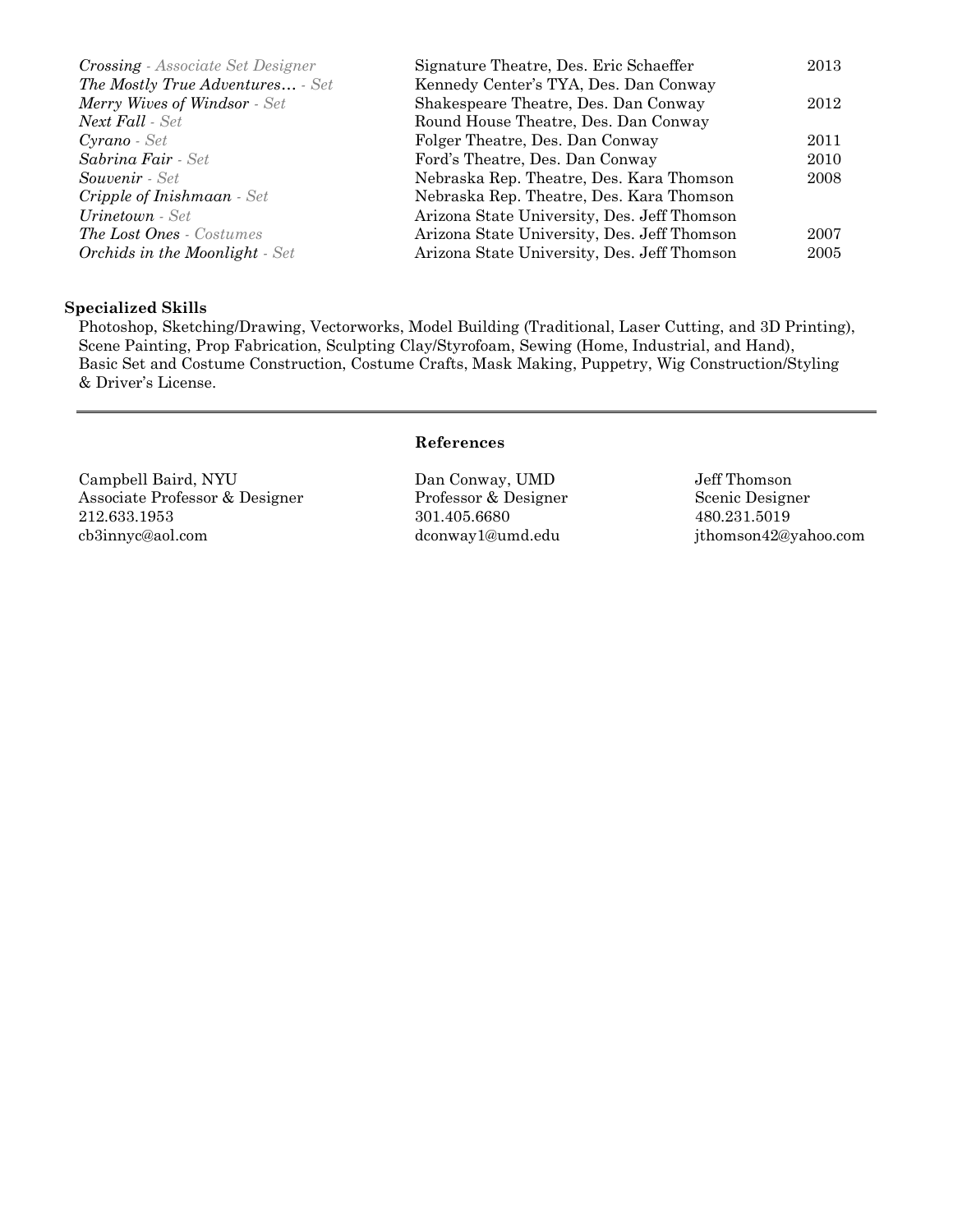| | | |
|---|---|---|
| ***Crossing*** *- Associate Set Designer* | Signature Theatre, Des. Eric Schaeffer | 2013 |
| ***The Mostly True Adventures…*** *- Set* | Kennedy Center's TYA, Des. Dan Conway | |
| ***Merry Wives of Windsor*** *- Set* | Shakespeare Theatre, Des. Dan Conway | 2012 |
| ***Next Fall*** *- Set* | Round House Theatre, Des. Dan Conway | |
| ***Cyrano*** *- Set* | Folger Theatre, Des. Dan Conway | 2011 |
| ***Sabrina Fair*** *- Set* | Ford's Theatre, Des. Dan Conway | 2010 |
| ***Souvenir*** *- Set* | Nebraska Rep. Theatre, Des. Kara Thomson | 2008 |
| ***Cripple of Inishmaan*** *- Set* | Nebraska Rep. Theatre, Des. Kara Thomson | |
| ***Urinetown*** *- Set* | Arizona State University, Des. Jeff Thomson | |
| ***The Lost Ones*** *- Costumes* | Arizona State University, Des. Jeff Thomson | 2007 |
| ***Orchids in the Moonlight*** *- Set* | Arizona State University, Des. Jeff Thomson | 2005 |

### Specialized Skills

Photoshop, Sketching/Drawing, Vectorworks, Model Building (Traditional, Laser Cutting, and 3D Printing), Scene Painting, Prop Fabrication, Sculpting Clay/Styrofoam, Sewing (Home, Industrial, and Hand), Basic Set and Costume Construction, Costume Crafts, Mask Making, Puppetry, Wig Construction/Styling & Driver's License.

---

### References

Campbell Baird, NYU
Associate Professor & Designer
212.633.1953
cb3innyc@aol.com

Dan Conway, UMD
Professor & Designer
301.405.6680
dconway1@umd.edu

Jeff Thomson
Scenic Designer
480.231.5019
jthomson42@yahoo.com